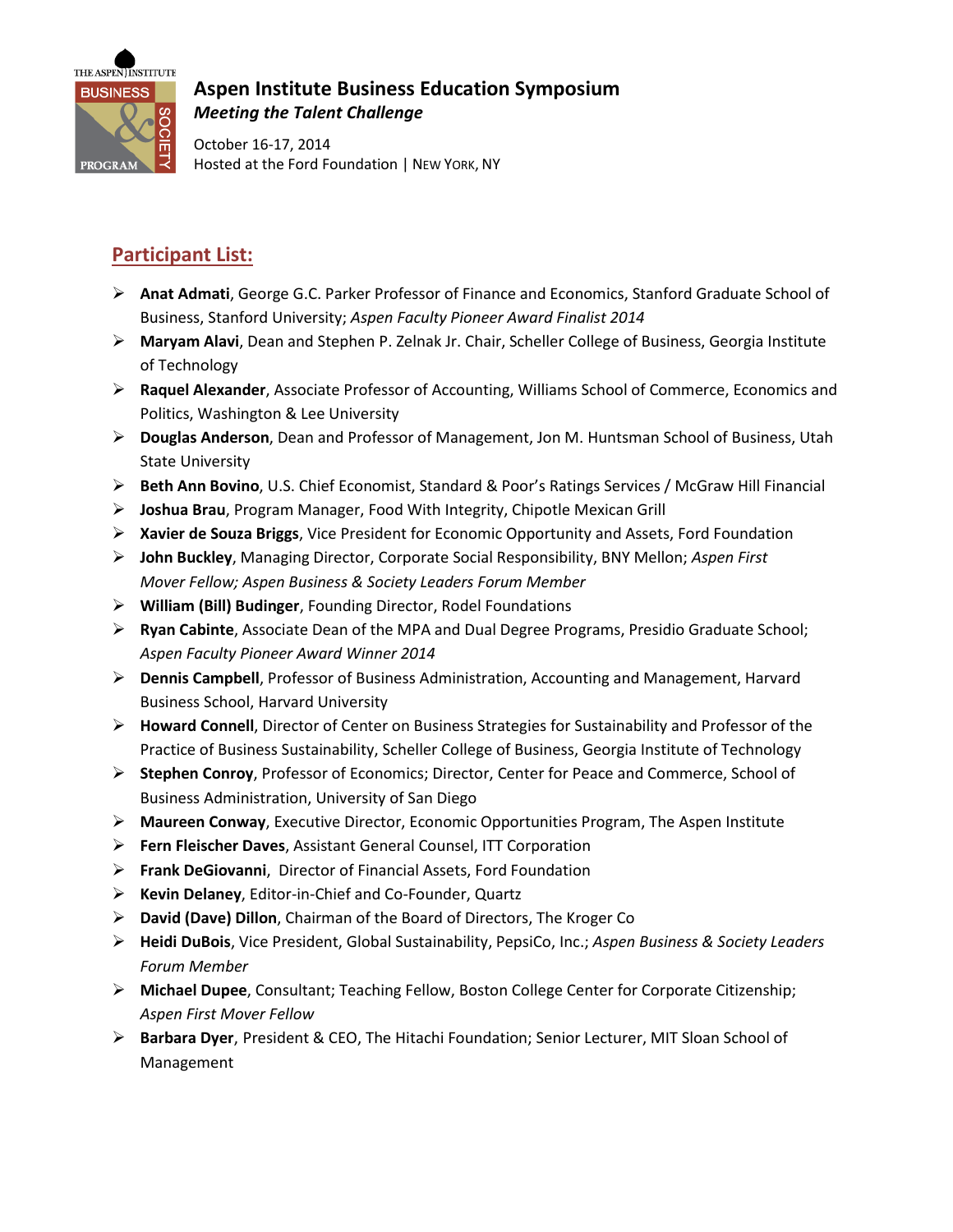# Aspen Institute Business Education Symposium

## *Meeting the Talent Challenge*

October 16-17, 2014
Hosted at the Ford Foundation | New York, NY

## Participant List:

- **Anat Admati**, George G.C. Parker Professor of Finance and Economics, Stanford Graduate School of Business, Stanford University; *Aspen Faculty Pioneer Award Finalist 2014*
- **Maryam Alavi**, Dean and Stephen P. Zelnak Jr. Chair, Scheller College of Business, Georgia Institute of Technology
- **Raquel Alexander**, Associate Professor of Accounting, Williams School of Commerce, Economics and Politics, Washington & Lee University
- **Douglas Anderson**, Dean and Professor of Management, Jon M. Huntsman School of Business, Utah State University
- **Beth Ann Bovino**, U.S. Chief Economist, Standard & Poor's Ratings Services / McGraw Hill Financial
- **Joshua Brau**, Program Manager, Food With Integrity, Chipotle Mexican Grill
- **Xavier de Souza Briggs**, Vice President for Economic Opportunity and Assets, Ford Foundation
- **John Buckley**, Managing Director, Corporate Social Responsibility, BNY Mellon; *Aspen First Mover Fellow; Aspen Business & Society Leaders Forum Member*
- **William (Bill) Budinger**, Founding Director, Rodel Foundations
- **Ryan Cabinte**, Associate Dean of the MPA and Dual Degree Programs, Presidio Graduate School; *Aspen Faculty Pioneer Award Winner 2014*
- **Dennis Campbell**, Professor of Business Administration, Accounting and Management, Harvard Business School, Harvard University
- **Howard Connell**, Director of Center on Business Strategies for Sustainability and Professor of the Practice of Business Sustainability, Scheller College of Business, Georgia Institute of Technology
- **Stephen Conroy**, Professor of Economics; Director, Center for Peace and Commerce, School of Business Administration, University of San Diego
- **Maureen Conway**, Executive Director, Economic Opportunities Program, The Aspen Institute
- **Fern Fleischer Daves**, Assistant General Counsel, ITT Corporation
- **Frank DeGiovanni**, Director of Financial Assets, Ford Foundation
- **Kevin Delaney**, Editor-in-Chief and Co-Founder, Quartz
- **David (Dave) Dillon**, Chairman of the Board of Directors, The Kroger Co
- **Heidi DuBois**, Vice President, Global Sustainability, PepsiCo, Inc.; *Aspen Business & Society Leaders Forum Member*
- **Michael Dupee**, Consultant; Teaching Fellow, Boston College Center for Corporate Citizenship; *Aspen First Mover Fellow*
- **Barbara Dyer**, President & CEO, The Hitachi Foundation; Senior Lecturer, MIT Sloan School of Management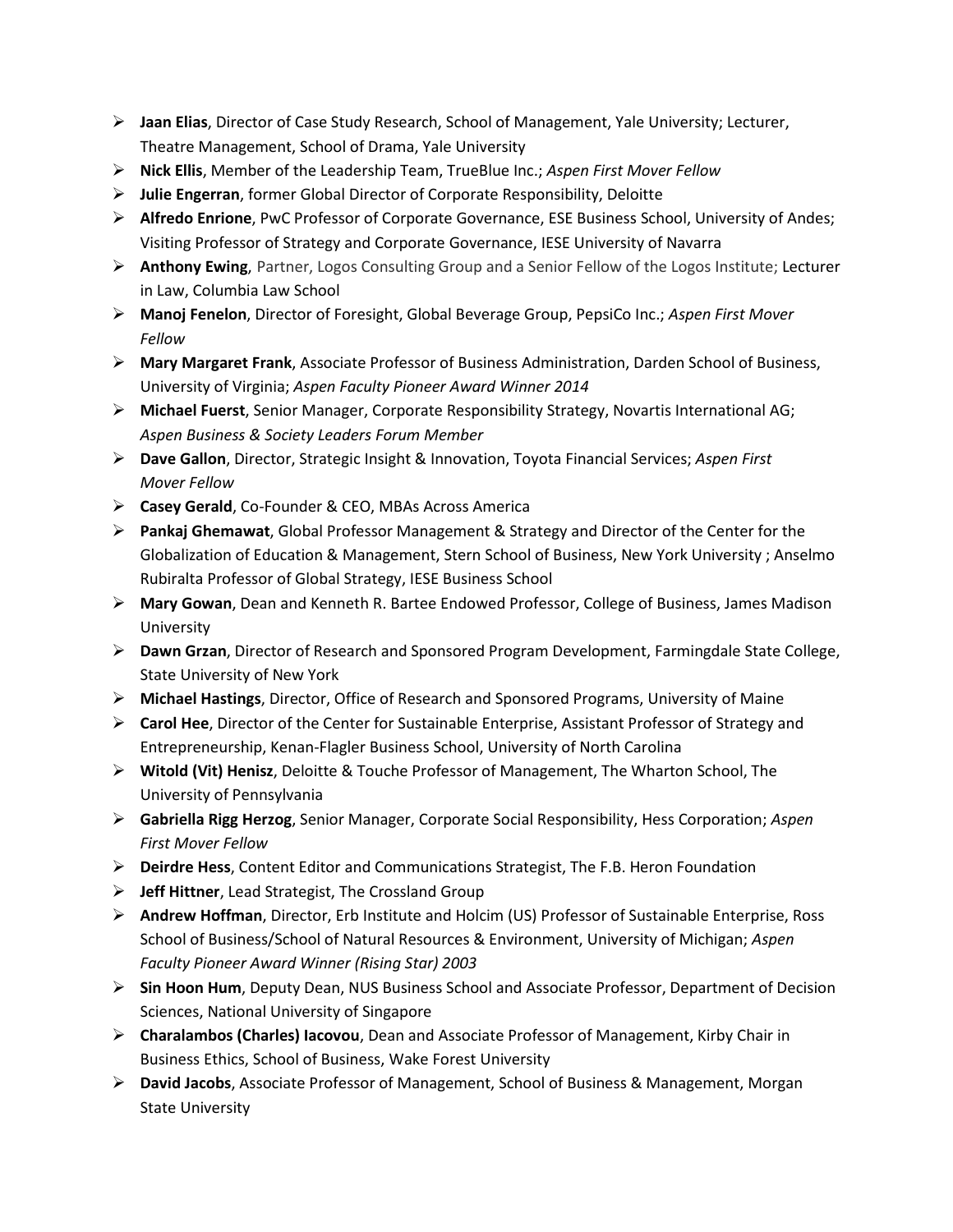- **Jaan Elias**, Director of Case Study Research, School of Management, Yale University; Lecturer, Theatre Management, School of Drama, Yale University
- **Nick Ellis**, Member of the Leadership Team, TrueBlue Inc.; *Aspen First Mover Fellow*
- **Julie Engerran**, former Global Director of Corporate Responsibility, Deloitte
- **Alfredo Enrione**, PwC Professor of Corporate Governance, ESE Business School, University of Andes; Visiting Professor of Strategy and Corporate Governance, IESE University of Navarra
- **Anthony Ewing**, Partner, Logos Consulting Group and a Senior Fellow of the Logos Institute; Lecturer in Law, Columbia Law School
- **Manoj Fenelon**, Director of Foresight, Global Beverage Group, PepsiCo Inc.; *Aspen First Mover Fellow*
- **Mary Margaret Frank**, Associate Professor of Business Administration, Darden School of Business, University of Virginia; *Aspen Faculty Pioneer Award Winner 2014*
- **Michael Fuerst**, Senior Manager, Corporate Responsibility Strategy, Novartis International AG; *Aspen Business & Society Leaders Forum Member*
- **Dave Gallon**, Director, Strategic Insight & Innovation, Toyota Financial Services; *Aspen First Mover Fellow*
- **Casey Gerald**, Co-Founder & CEO, MBAs Across America
- **Pankaj Ghemawat**, Global Professor Management & Strategy and Director of the Center for the Globalization of Education & Management, Stern School of Business, New York University ; Anselmo Rubiralta Professor of Global Strategy, IESE Business School
- **Mary Gowan**, Dean and Kenneth R. Bartee Endowed Professor, College of Business, James Madison University
- **Dawn Grzan**, Director of Research and Sponsored Program Development, Farmingdale State College, State University of New York
- **Michael Hastings**, Director, Office of Research and Sponsored Programs, University of Maine
- **Carol Hee**, Director of the Center for Sustainable Enterprise, Assistant Professor of Strategy and Entrepreneurship, Kenan-Flagler Business School, University of North Carolina
- **Witold (Vit) Henisz**, Deloitte & Touche Professor of Management, The Wharton School, The University of Pennsylvania
- **Gabriella Rigg Herzog**, Senior Manager, Corporate Social Responsibility, Hess Corporation; *Aspen First Mover Fellow*
- **Deirdre Hess**, Content Editor and Communications Strategist, The F.B. Heron Foundation
- **Jeff Hittner**, Lead Strategist, The Crossland Group
- **Andrew Hoffman**, Director, Erb Institute and Holcim (US) Professor of Sustainable Enterprise, Ross School of Business/School of Natural Resources & Environment, University of Michigan; *Aspen Faculty Pioneer Award Winner (Rising Star) 2003*
- **Sin Hoon Hum**, Deputy Dean, NUS Business School and Associate Professor, Department of Decision Sciences, National University of Singapore
- **Charalambos (Charles) Iacovou**, Dean and Associate Professor of Management, Kirby Chair in Business Ethics, School of Business, Wake Forest University
- **David Jacobs**, Associate Professor of Management, School of Business & Management, Morgan State University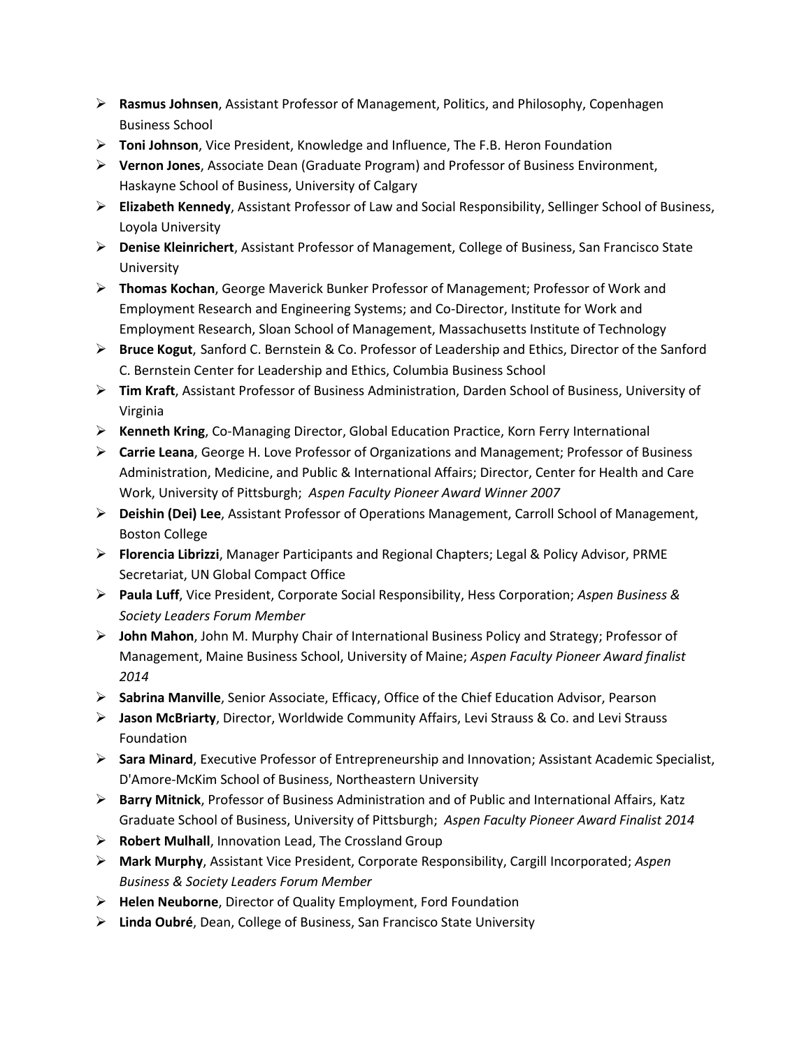- **Rasmus Johnsen**, Assistant Professor of Management, Politics, and Philosophy, Copenhagen Business School
- **Toni Johnson**, Vice President, Knowledge and Influence, The F.B. Heron Foundation
- **Vernon Jones**, Associate Dean (Graduate Program) and Professor of Business Environment, Haskayne School of Business, University of Calgary
- **Elizabeth Kennedy**, Assistant Professor of Law and Social Responsibility, Sellinger School of Business, Loyola University
- **Denise Kleinrichert**, Assistant Professor of Management, College of Business, San Francisco State University
- **Thomas Kochan**, George Maverick Bunker Professor of Management; Professor of Work and Employment Research and Engineering Systems; and Co-Director, Institute for Work and Employment Research, Sloan School of Management, Massachusetts Institute of Technology
- **Bruce Kogut**, Sanford C. Bernstein & Co. Professor of Leadership and Ethics, Director of the Sanford C. Bernstein Center for Leadership and Ethics, Columbia Business School
- **Tim Kraft**, Assistant Professor of Business Administration, Darden School of Business, University of Virginia
- **Kenneth Kring**, Co-Managing Director, Global Education Practice, Korn Ferry International
- **Carrie Leana**, George H. Love Professor of Organizations and Management; Professor of Business Administration, Medicine, and Public & International Affairs; Director, Center for Health and Care Work, University of Pittsburgh; *Aspen Faculty Pioneer Award Winner 2007*
- **Deishin (Dei) Lee**, Assistant Professor of Operations Management, Carroll School of Management, Boston College
- **Florencia Librizzi**, Manager Participants and Regional Chapters; Legal & Policy Advisor, PRME Secretariat, UN Global Compact Office
- **Paula Luff**, Vice President, Corporate Social Responsibility, Hess Corporation; *Aspen Business & Society Leaders Forum Member*
- **John Mahon**, John M. Murphy Chair of International Business Policy and Strategy; Professor of Management, Maine Business School, University of Maine; *Aspen Faculty Pioneer Award finalist 2014*
- **Sabrina Manville**, Senior Associate, Efficacy, Office of the Chief Education Advisor, Pearson
- **Jason McBriarty**, Director, Worldwide Community Affairs, Levi Strauss & Co. and Levi Strauss Foundation
- **Sara Minard**, Executive Professor of Entrepreneurship and Innovation; Assistant Academic Specialist, D'Amore-McKim School of Business, Northeastern University
- **Barry Mitnick**, Professor of Business Administration and of Public and International Affairs, Katz Graduate School of Business, University of Pittsburgh; *Aspen Faculty Pioneer Award Finalist 2014*
- **Robert Mulhall**, Innovation Lead, The Crossland Group
- **Mark Murphy**, Assistant Vice President, Corporate Responsibility, Cargill Incorporated; *Aspen Business & Society Leaders Forum Member*
- **Helen Neuborne**, Director of Quality Employment, Ford Foundation
- **Linda Oubré**, Dean, College of Business, San Francisco State University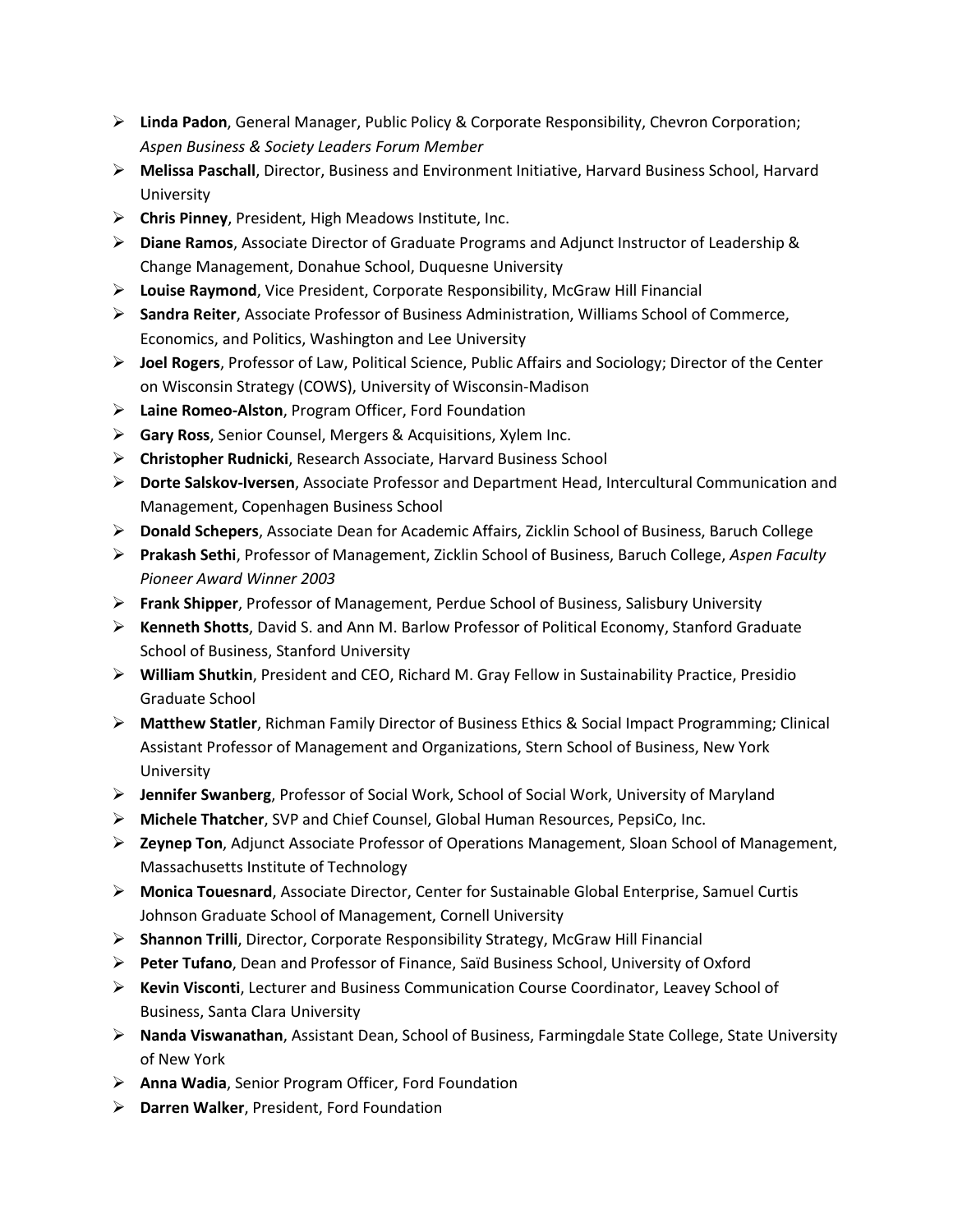- **Linda Padon**, General Manager, Public Policy & Corporate Responsibility, Chevron Corporation; *Aspen Business & Society Leaders Forum Member*
- **Melissa Paschall**, Director, Business and Environment Initiative, Harvard Business School, Harvard University
- **Chris Pinney**, President, High Meadows Institute, Inc.
- **Diane Ramos**, Associate Director of Graduate Programs and Adjunct Instructor of Leadership & Change Management, Donahue School, Duquesne University
- **Louise Raymond**, Vice President, Corporate Responsibility, McGraw Hill Financial
- **Sandra Reiter**, Associate Professor of Business Administration, Williams School of Commerce, Economics, and Politics, Washington and Lee University
- **Joel Rogers**, Professor of Law, Political Science, Public Affairs and Sociology; Director of the Center on Wisconsin Strategy (COWS), University of Wisconsin-Madison
- **Laine Romeo-Alston**, Program Officer, Ford Foundation
- **Gary Ross**, Senior Counsel, Mergers & Acquisitions, Xylem Inc.
- **Christopher Rudnicki**, Research Associate, Harvard Business School
- **Dorte Salskov-Iversen**, Associate Professor and Department Head, Intercultural Communication and Management, Copenhagen Business School
- **Donald Schepers**, Associate Dean for Academic Affairs, Zicklin School of Business, Baruch College
- **Prakash Sethi**, Professor of Management, Zicklin School of Business, Baruch College, *Aspen Faculty Pioneer Award Winner 2003*
- **Frank Shipper**, Professor of Management, Perdue School of Business, Salisbury University
- **Kenneth Shotts**, David S. and Ann M. Barlow Professor of Political Economy, Stanford Graduate School of Business, Stanford University
- **William Shutkin**, President and CEO, Richard M. Gray Fellow in Sustainability Practice, Presidio Graduate School
- **Matthew Statler**, Richman Family Director of Business Ethics & Social Impact Programming; Clinical Assistant Professor of Management and Organizations, Stern School of Business, New York University
- **Jennifer Swanberg**, Professor of Social Work, School of Social Work, University of Maryland
- **Michele Thatcher**, SVP and Chief Counsel, Global Human Resources, PepsiCo, Inc.
- **Zeynep Ton**, Adjunct Associate Professor of Operations Management, Sloan School of Management, Massachusetts Institute of Technology
- **Monica Touesnard**, Associate Director, Center for Sustainable Global Enterprise, Samuel Curtis Johnson Graduate School of Management, Cornell University
- **Shannon Trilli**, Director, Corporate Responsibility Strategy, McGraw Hill Financial
- **Peter Tufano**, Dean and Professor of Finance, Saïd Business School, University of Oxford
- **Kevin Visconti**, Lecturer and Business Communication Course Coordinator, Leavey School of Business, Santa Clara University
- **Nanda Viswanathan**, Assistant Dean, School of Business, Farmingdale State College, State University of New York
- **Anna Wadia**, Senior Program Officer, Ford Foundation
- **Darren Walker**, President, Ford Foundation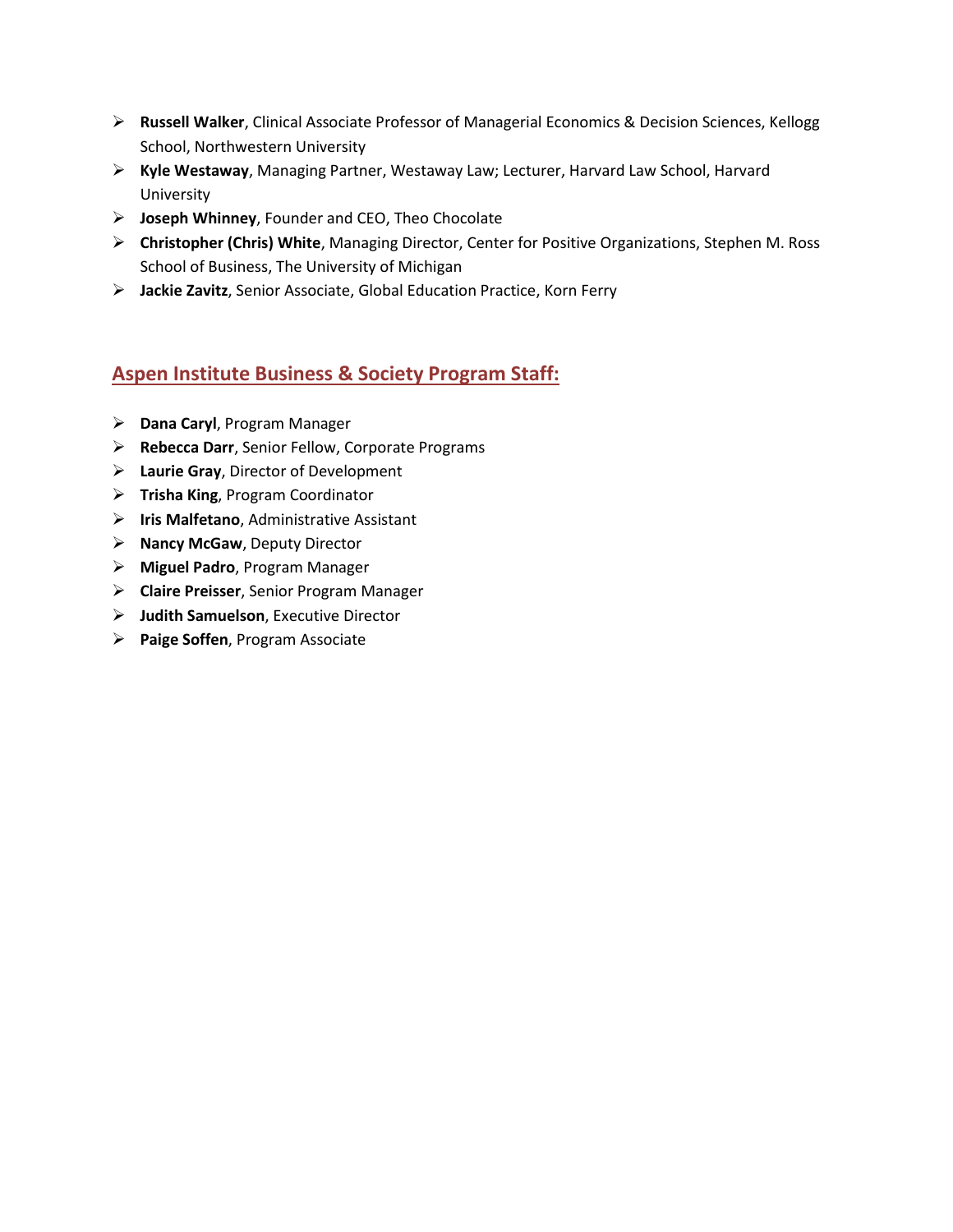- **Russell Walker**, Clinical Associate Professor of Managerial Economics & Decision Sciences, Kellogg School, Northwestern University
- **Kyle Westaway**, Managing Partner, Westaway Law; Lecturer, Harvard Law School, Harvard University
- **Joseph Whinney**, Founder and CEO, Theo Chocolate
- **Christopher (Chris) White**, Managing Director, Center for Positive Organizations, Stephen M. Ross School of Business, The University of Michigan
- **Jackie Zavitz**, Senior Associate, Global Education Practice, Korn Ferry

## Aspen Institute Business & Society Program Staff:

- **Dana Caryl**, Program Manager
- **Rebecca Darr**, Senior Fellow, Corporate Programs
- **Laurie Gray**, Director of Development
- **Trisha King**, Program Coordinator
- **Iris Malfetano**, Administrative Assistant
- **Nancy McGaw**, Deputy Director
- **Miguel Padro**, Program Manager
- **Claire Preisser**, Senior Program Manager
- **Judith Samuelson**, Executive Director
- **Paige Soffen**, Program Associate